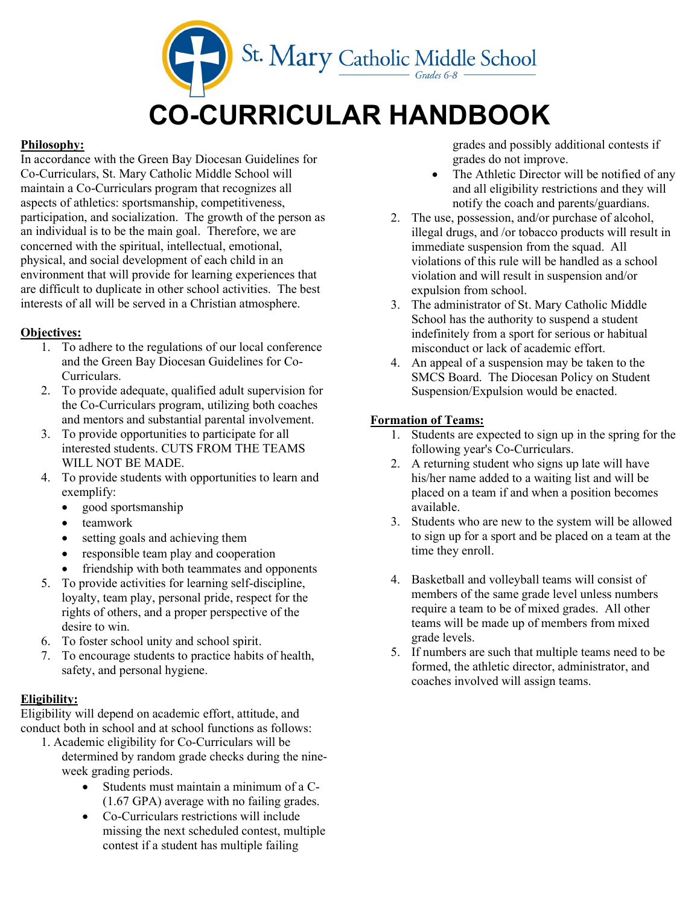St. Mary Catholic Middle School

Grades 6-8

# CO-CURRICULAR HANDBOOK

## Philosophy:

In accordance with the Green Bay Diocesan Guidelines for Co-Curriculars, St. Mary Catholic Middle School will maintain a Co-Curriculars program that recognizes all aspects of athletics: sportsmanship, competitiveness, participation, and socialization. The growth of the person as an individual is to be the main goal. Therefore, we are concerned with the spiritual, intellectual, emotional, physical, and social development of each child in an environment that will provide for learning experiences that are difficult to duplicate in other school activities. The best interests of all will be served in a Christian atmosphere.

## Objectives:

1. To adhere to the regulations of our local conference and the Green Bay Diocesan Guidelines for Co-Curriculars.
2. To provide adequate, qualified adult supervision for the Co-Curriculars program, utilizing both coaches and mentors and substantial parental involvement.
3. To provide opportunities to participate for all interested students. CUTS FROM THE TEAMS WILL NOT BE MADE.
4. To provide students with opportunities to learn and exemplify:
   - good sportsmanship
   - teamwork
   - setting goals and achieving them
   - responsible team play and cooperation
   - friendship with both teammates and opponents
5. To provide activities for learning self-discipline, loyalty, team play, personal pride, respect for the rights of others, and a proper perspective of the desire to win.
6. To foster school unity and school spirit.
7. To encourage students to practice habits of health, safety, and personal hygiene.

## Eligibility:

Eligibility will depend on academic effort, attitude, and conduct both in school and at school functions as follows:

1. Academic eligibility for Co-Curriculars will be determined by random grade checks during the nine-week grading periods.
   - Students must maintain a minimum of a C- (1.67 GPA) average with no failing grades.
   - Co-Curriculars restrictions will include missing the next scheduled contest, multiple contest if a student has multiple failing grades and possibly additional contests if grades do not improve.
   - The Athletic Director will be notified of any and all eligibility restrictions and they will notify the coach and parents/guardians.
2. The use, possession, and/or purchase of alcohol, illegal drugs, and /or tobacco products will result in immediate suspension from the squad. All violations of this rule will be handled as a school violation and will result in suspension and/or expulsion from school.
3. The administrator of St. Mary Catholic Middle School has the authority to suspend a student indefinitely from a sport for serious or habitual misconduct or lack of academic effort.
4. An appeal of a suspension may be taken to the SMCS Board. The Diocesan Policy on Student Suspension/Expulsion would be enacted.

## Formation of Teams:

1. Students are expected to sign up in the spring for the following year's Co-Curriculars.
2. A returning student who signs up late will have his/her name added to a waiting list and will be placed on a team if and when a position becomes available.
3. Students who are new to the system will be allowed to sign up for a sport and be placed on a team at the time they enroll.
4. Basketball and volleyball teams will consist of members of the same grade level unless numbers require a team to be of mixed grades. All other teams will be made up of members from mixed grade levels.
5. If numbers are such that multiple teams need to be formed, the athletic director, administrator, and coaches involved will assign teams.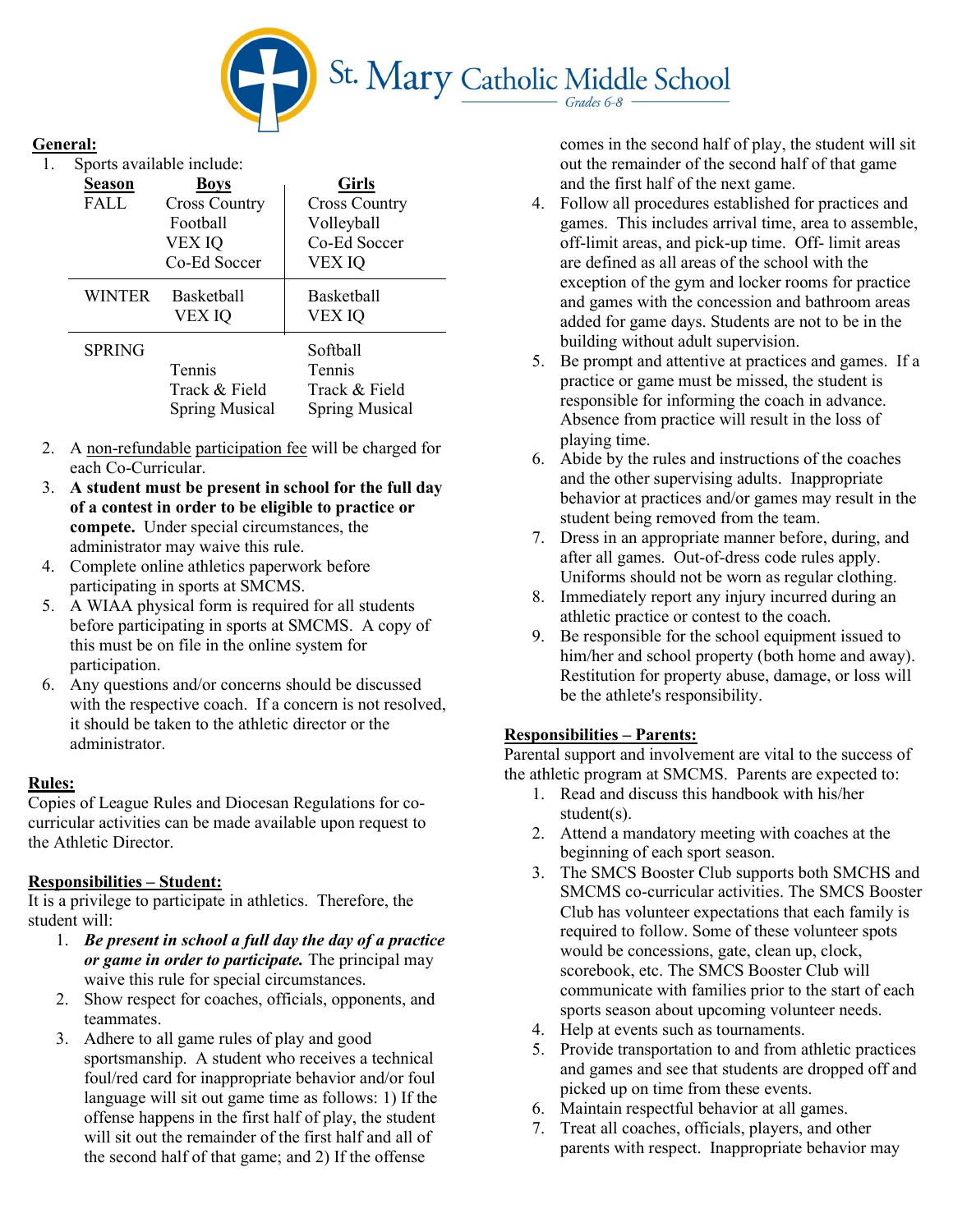St. Mary Catholic Middle School

Grades 6-8

**General:**

1. Sports available include:

| Season | Boys | Girls |
|---|---|---|
| FALL | Cross Country<br>Football<br>VEX IQ<br>Co-Ed Soccer | Cross Country<br>Volleyball<br>Co-Ed Soccer<br>VEX IQ |
| WINTER | Basketball<br>VEX IQ | Basketball<br>VEX IQ |
| SPRING | Tennis<br>Track & Field<br>Spring Musical | Softball<br>Tennis<br>Track & Field<br>Spring Musical |

2. A non-refundable participation fee will be charged for each Co-Curricular.
3. **A student must be present in school for the full day of a contest in order to be eligible to practice or compete.** Under special circumstances, the administrator may waive this rule.
4. Complete online athletics paperwork before participating in sports at SMCMS.
5. A WIAA physical form is required for all students before participating in sports at SMCMS. A copy of this must be on file in the online system for participation.
6. Any questions and/or concerns should be discussed with the respective coach. If a concern is not resolved, it should be taken to the athletic director or the administrator.

**Rules:**

Copies of League Rules and Diocesan Regulations for co-curricular activities can be made available upon request to the Athletic Director.

**Responsibilities – Student:**

It is a privilege to participate in athletics. Therefore, the student will:

1. ***Be present in school a full day the day of a practice or game in order to participate.*** The principal may waive this rule for special circumstances.
2. Show respect for coaches, officials, opponents, and teammates.
3. Adhere to all game rules of play and good sportsmanship. A student who receives a technical foul/red card for inappropriate behavior and/or foul language will sit out game time as follows: 1) If the offense happens in the first half of play, the student will sit out the remainder of the first half and all of the second half of that game; and 2) If the offense comes in the second half of play, the student will sit out the remainder of the second half of that game and the first half of the next game.
4. Follow all procedures established for practices and games. This includes arrival time, area to assemble, off-limit areas, and pick-up time. Off- limit areas are defined as all areas of the school with the exception of the gym and locker rooms for practice and games with the concession and bathroom areas added for game days. Students are not to be in the building without adult supervision.
5. Be prompt and attentive at practices and games. If a practice or game must be missed, the student is responsible for informing the coach in advance. Absence from practice will result in the loss of playing time.
6. Abide by the rules and instructions of the coaches and the other supervising adults. Inappropriate behavior at practices and/or games may result in the student being removed from the team.
7. Dress in an appropriate manner before, during, and after all games. Out-of-dress code rules apply. Uniforms should not be worn as regular clothing.
8. Immediately report any injury incurred during an athletic practice or contest to the coach.
9. Be responsible for the school equipment issued to him/her and school property (both home and away). Restitution for property abuse, damage, or loss will be the athlete's responsibility.

**Responsibilities – Parents:**

Parental support and involvement are vital to the success of the athletic program at SMCMS. Parents are expected to:

1. Read and discuss this handbook with his/her student(s).
2. Attend a mandatory meeting with coaches at the beginning of each sport season.
3. The SMCS Booster Club supports both SMCHS and SMCMS co-curricular activities. The SMCS Booster Club has volunteer expectations that each family is required to follow. Some of these volunteer spots would be concessions, gate, clean up, clock, scorebook, etc. The SMCS Booster Club will communicate with families prior to the start of each sports season about upcoming volunteer needs.
4. Help at events such as tournaments.
5. Provide transportation to and from athletic practices and games and see that students are dropped off and picked up on time from these events.
6. Maintain respectful behavior at all games.
7. Treat all coaches, officials, players, and other parents with respect. Inappropriate behavior may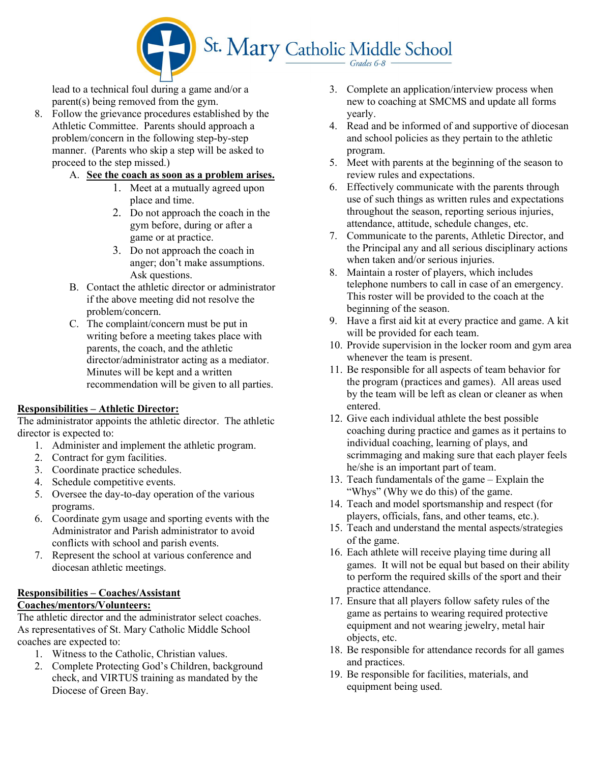lead to a technical foul during a game and/or a parent(s) being removed from the gym.

8. Follow the grievance procedures established by the Athletic Committee. Parents should approach a problem/concern in the following step-by-step manner. (Parents who skip a step will be asked to proceed to the step missed.)
   A. **<u>See the coach as soon as a problem arises.</u>**
      1. Meet at a mutually agreed upon place and time.
      2. Do not approach the coach in the gym before, during or after a game or at practice.
      3. Do not approach the coach in anger; don't make assumptions. Ask questions.
   B. Contact the athletic director or administrator if the above meeting did not resolve the problem/concern.
   C. The complaint/concern must be put in writing before a meeting takes place with parents, the coach, and the athletic director/administrator acting as a mediator. Minutes will be kept and a written recommendation will be given to all parties.

**<u>Responsibilities – Athletic Director:</u>**

The administrator appoints the athletic director. The athletic director is expected to:

1. Administer and implement the athletic program.
2. Contract for gym facilities.
3. Coordinate practice schedules.
4. Schedule competitive events.
5. Oversee the day-to-day operation of the various programs.
6. Coordinate gym usage and sporting events with the Administrator and Parish administrator to avoid conflicts with school and parish events.
7. Represent the school at various conference and diocesan athletic meetings.

**<u>Responsibilities – Coaches/Assistant Coaches/mentors/Volunteers:</u>**

The athletic director and the administrator select coaches. As representatives of St. Mary Catholic Middle School coaches are expected to:

1. Witness to the Catholic, Christian values.
2. Complete Protecting God's Children, background check, and VIRTUS training as mandated by the Diocese of Green Bay.
3. Complete an application/interview process when new to coaching at SMCMS and update all forms yearly.
4. Read and be informed of and supportive of diocesan and school policies as they pertain to the athletic program.
5. Meet with parents at the beginning of the season to review rules and expectations.
6. Effectively communicate with the parents through use of such things as written rules and expectations throughout the season, reporting serious injuries, attendance, attitude, schedule changes, etc.
7. Communicate to the parents, Athletic Director, and the Principal any and all serious disciplinary actions when taken and/or serious injuries.
8. Maintain a roster of players, which includes telephone numbers to call in case of an emergency. This roster will be provided to the coach at the beginning of the season.
9. Have a first aid kit at every practice and game. A kit will be provided for each team.
10. Provide supervision in the locker room and gym area whenever the team is present.
11. Be responsible for all aspects of team behavior for the program (practices and games). All areas used by the team will be left as clean or cleaner as when entered.
12. Give each individual athlete the best possible coaching during practice and games as it pertains to individual coaching, learning of plays, and scrimmaging and making sure that each player feels he/she is an important part of team.
13. Teach fundamentals of the game – Explain the "Whys" (Why we do this) of the game.
14. Teach and model sportsmanship and respect (for players, officials, fans, and other teams, etc.).
15. Teach and understand the mental aspects/strategies of the game.
16. Each athlete will receive playing time during all games. It will not be equal but based on their ability to perform the required skills of the sport and their practice attendance.
17. Ensure that all players follow safety rules of the game as pertains to wearing required protective equipment and not wearing jewelry, metal hair objects, etc.
18. Be responsible for attendance records for all games and practices.
19. Be responsible for facilities, materials, and equipment being used.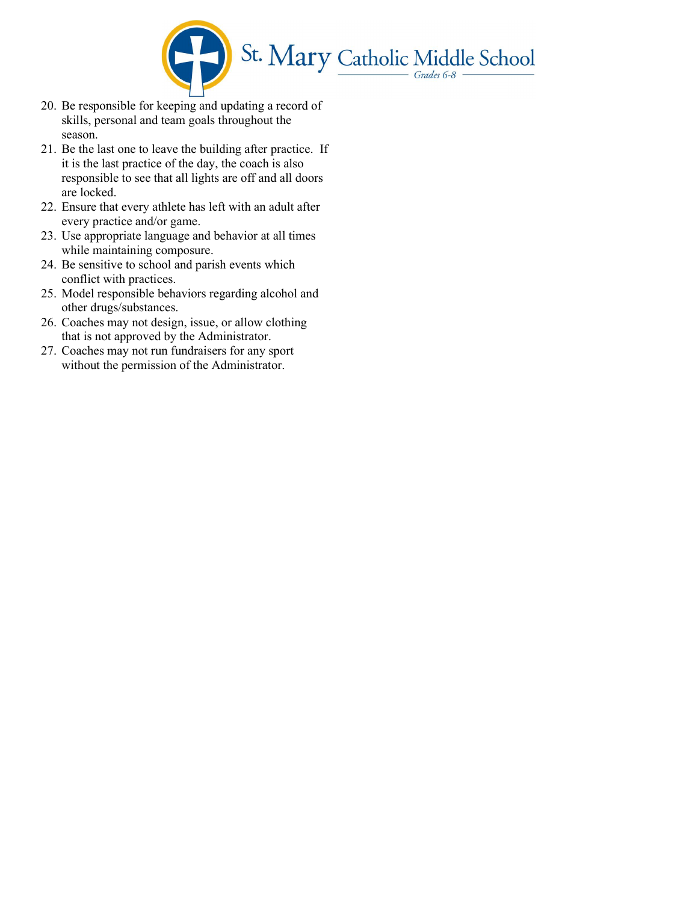20. Be responsible for keeping and updating a record of skills, personal and team goals throughout the season.
21. Be the last one to leave the building after practice. If it is the last practice of the day, the coach is also responsible to see that all lights are off and all doors are locked.
22. Ensure that every athlete has left with an adult after every practice and/or game.
23. Use appropriate language and behavior at all times while maintaining composure.
24. Be sensitive to school and parish events which conflict with practices.
25. Model responsible behaviors regarding alcohol and other drugs/substances.
26. Coaches may not design, issue, or allow clothing that is not approved by the Administrator.
27. Coaches may not run fundraisers for any sport without the permission of the Administrator.